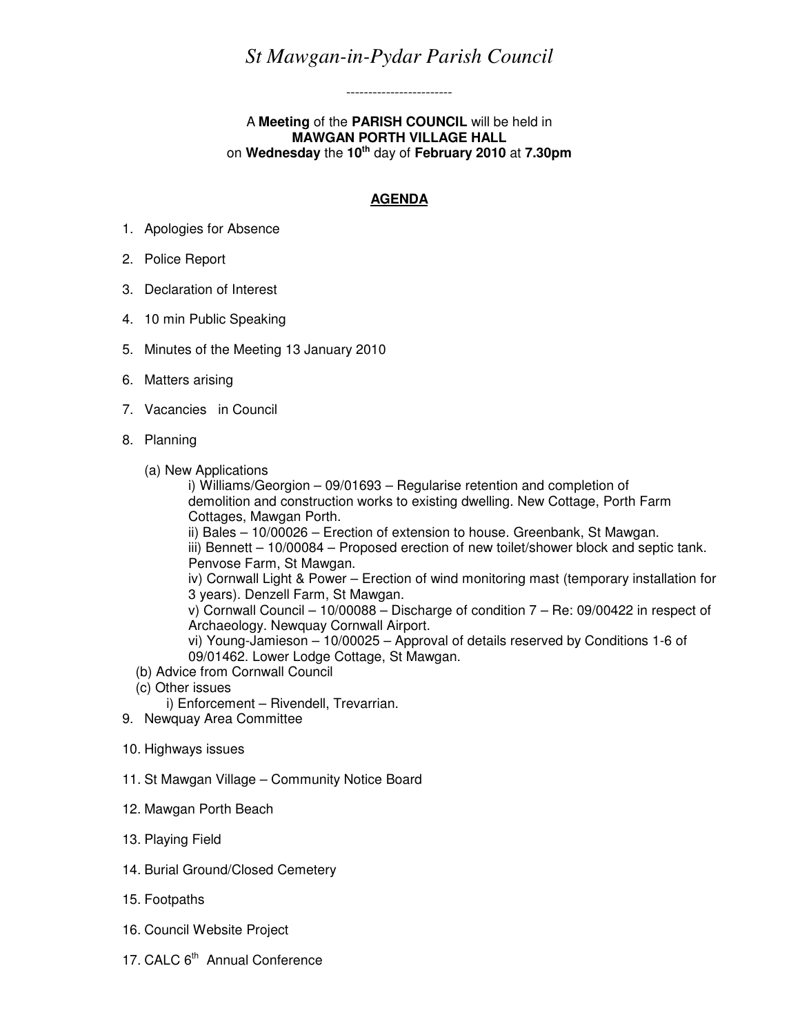# *St Mawgan-in-Pydar Parish Council*

------------------------

A **Meeting** of the **PARISH COUNCIL** will be held in
**MAWGAN PORTH VILLAGE HALL**
on **Wednesday** the **10th** day of **February 2010** at **7.30pm**

## AGENDA

1. Apologies for Absence
2. Police Report
3. Declaration of Interest
4. 10 min Public Speaking
5. Minutes of the Meeting 13 January 2010
6. Matters arising
7. Vacancies in Council
8. Planning

   (a) New Applications

   i) Williams/Georgion – 09/01693 – Regularise retention and completion of demolition and construction works to existing dwelling. New Cottage, Porth Farm Cottages, Mawgan Porth.
   ii) Bales – 10/00026 – Erection of extension to house. Greenbank, St Mawgan.
   iii) Bennett – 10/00084 – Proposed erection of new toilet/shower block and septic tank. Penvose Farm, St Mawgan.
   iv) Cornwall Light & Power – Erection of wind monitoring mast (temporary installation for 3 years). Denzell Farm, St Mawgan.
   v) Cornwall Council – 10/00088 – Discharge of condition 7 – Re: 09/00422 in respect of Archaeology. Newquay Cornwall Airport.
   vi) Young-Jamieson – 10/00025 – Approval of details reserved by Conditions 1-6 of 09/01462. Lower Lodge Cottage, St Mawgan.

   (b) Advice from Cornwall Council
   (c) Other issues

   i) Enforcement – Rivendell, Trevarrian.
9. Newquay Area Committee
10. Highways issues
11. St Mawgan Village – Community Notice Board
12. Mawgan Porth Beach
13. Playing Field
14. Burial Ground/Closed Cemetery
15. Footpaths
16. Council Website Project
17. CALC 6th Annual Conference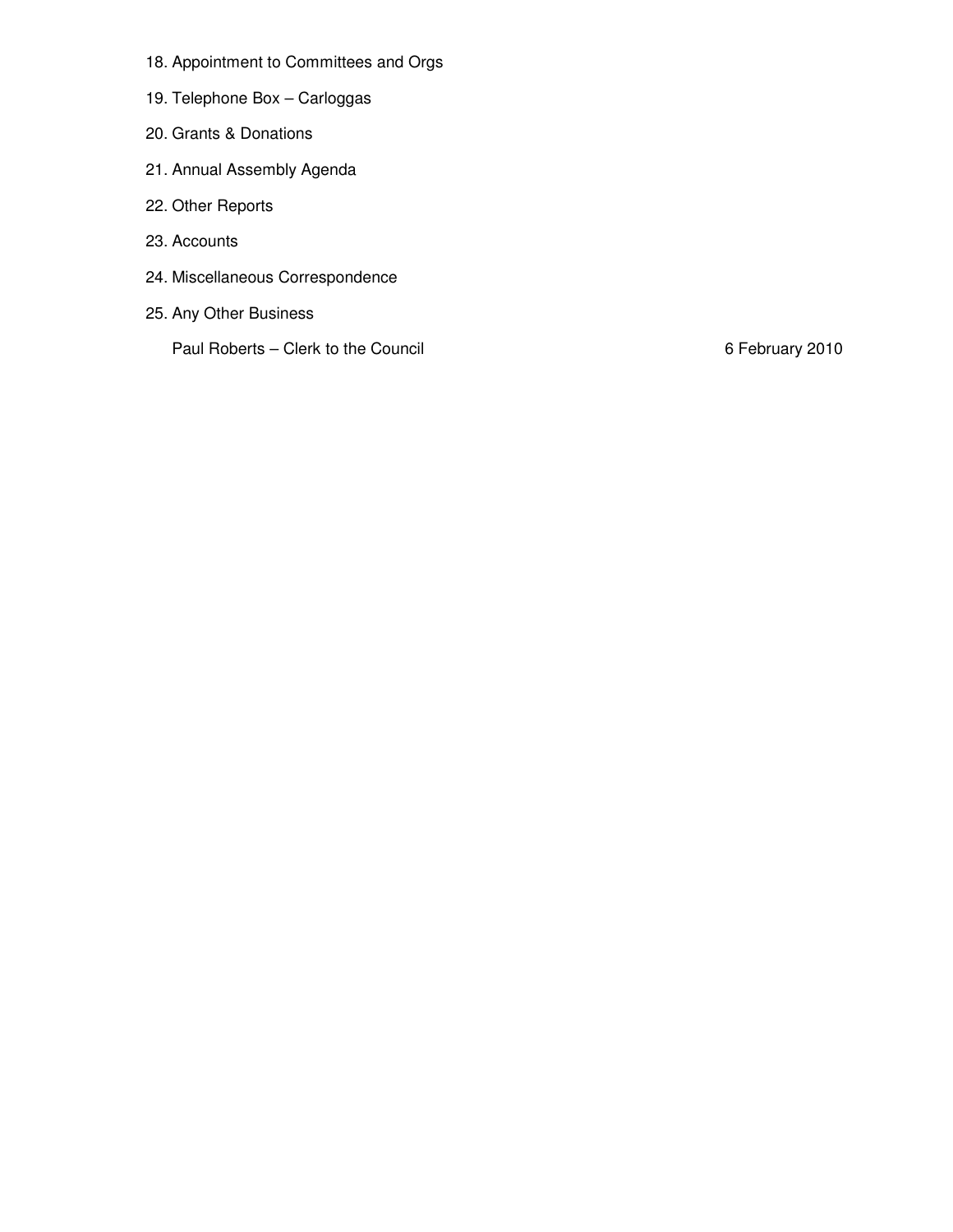18. Appointment to Committees and Orgs
19. Telephone Box – Carloggas
20. Grants & Donations
21. Annual Assembly Agenda
22. Other Reports
23. Accounts
24. Miscellaneous Correspondence
25. Any Other Business

Paul Roberts – Clerk to the Council 6 February 2010